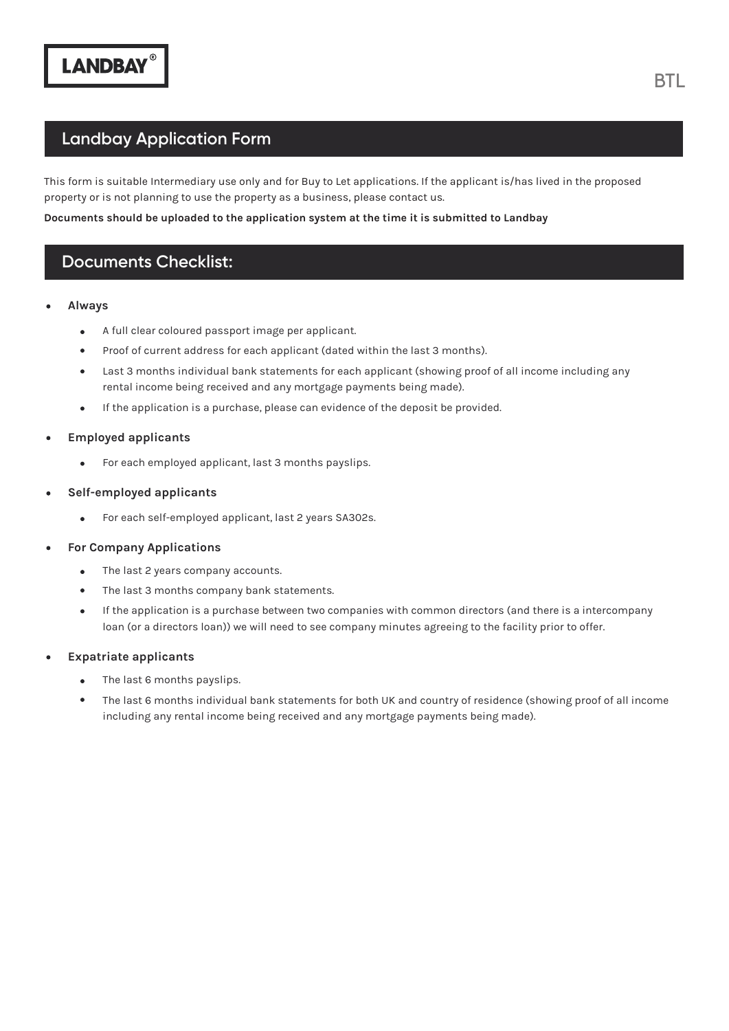LANDBAY®

BTL

# Landbay Application Form

This form is suitable Intermediary use only and for Buy to Let applications. If the applicant is/has lived in the proposed property or is not planning to use the property as a business, please contact us.

**Documents should be uploaded to the application system at the time it is submitted to Landbay**

## Documents Checklist:

- **Always**
  - A full clear coloured passport image per applicant.
  - Proof of current address for each applicant (dated within the last 3 months).
  - Last 3 months individual bank statements for each applicant (showing proof of all income including any rental income being received and any mortgage payments being made).
  - If the application is a purchase, please can evidence of the deposit be provided.
- **Employed applicants**
  - For each employed applicant, last 3 months payslips.
- **Self-employed applicants**
  - For each self-employed applicant, last 2 years SA302s.
- **For Company Applications**
  - The last 2 years company accounts.
  - The last 3 months company bank statements.
  - If the application is a purchase between two companies with common directors (and there is a intercompany loan (or a directors loan)) we will need to see company minutes agreeing to the facility prior to offer.
- **Expatriate applicants**
  - The last 6 months payslips.
  - The last 6 months individual bank statements for both UK and country of residence (showing proof of all income including any rental income being received and any mortgage payments being made).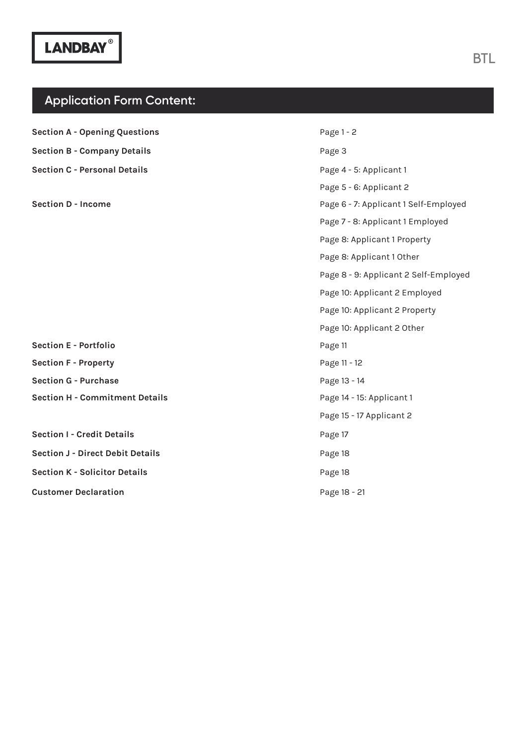LANDBAY®

BTL

## Application Form Content:

| | |
|---|---|
| **Section A - Opening Questions** | Page 1 - 2 |
| **Section B - Company Details** | Page 3 |
| **Section C - Personal Details** | Page 4 - 5: Applicant 1 |
| | Page 5 - 6: Applicant 2 |
| **Section D - Income** | Page 6 - 7: Applicant 1 Self-Employed |
| | Page 7 - 8: Applicant 1 Employed |
| | Page 8: Applicant 1 Property |
| | Page 8: Applicant 1 Other |
| | Page 8 - 9: Applicant 2 Self-Employed |
| | Page 10: Applicant 2 Employed |
| | Page 10: Applicant 2 Property |
| | Page 10: Applicant 2 Other |
| **Section E - Portfolio** | Page 11 |
| **Section F - Property** | Page 11 - 12 |
| **Section G - Purchase** | Page 13 - 14 |
| **Section H - Commitment Details** | Page 14 - 15: Applicant 1 |
| | Page 15 - 17 Applicant 2 |
| **Section I - Credit Details** | Page 17 |
| **Section J - Direct Debit Details** | Page 18 |
| **Section K - Solicitor Details** | Page 18 |
| **Customer Declaration** | Page 18 - 21 |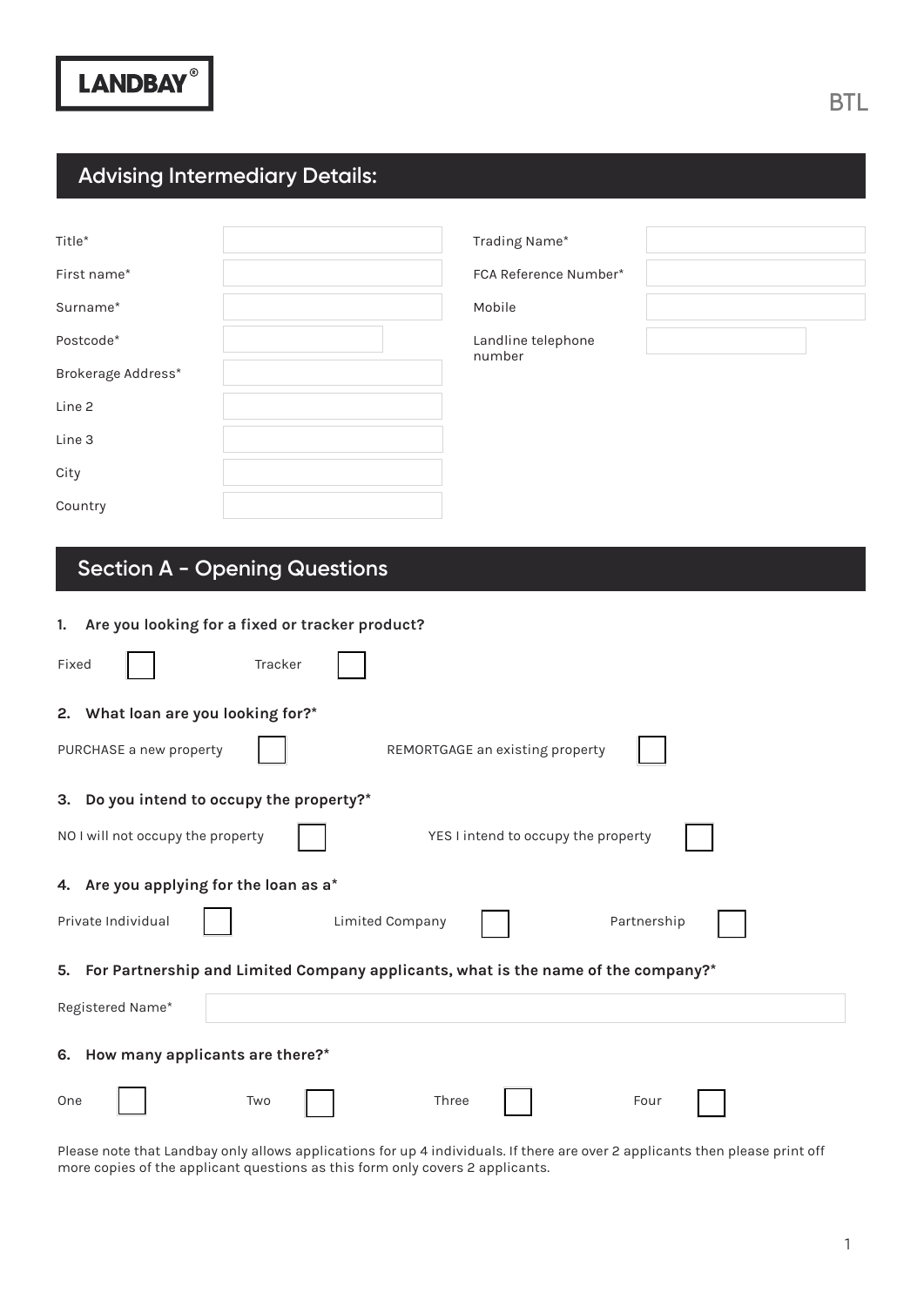LANDBAY®

BTL

## Advising Intermediary Details:

| | | | |
|---|---|---|---|
| Title* | | Trading Name* | |
| First name* | | FCA Reference Number* | |
| Surname* | | Mobile | |
| Postcode* | | Landline telephone number | |
| Brokerage Address* | | | |
| Line 2 | | | |
| Line 3 | | | |
| City | | | |
| Country | | | |

## Section A - Opening Questions

**1. Are you looking for a fixed or tracker product?**

Fixed ☐ Tracker ☐

**2. What loan are you looking for?***

PURCHASE a new property ☐ REMORTGAGE an existing property ☐

**3. Do you intend to occupy the property?***

NO I will not occupy the property ☐ YES I intend to occupy the property ☐

**4. Are you applying for the loan as a***

Private Individual ☐ Limited Company ☐ Partnership ☐

**5. For Partnership and Limited Company applicants, what is the name of the company?***

Registered Name*

**6. How many applicants are there?***

One ☐ Two ☐ Three ☐ Four ☐

Please note that Landbay only allows applications for up 4 individuals. If there are over 2 applicants then please print off more copies of the applicant questions as this form only covers 2 applicants.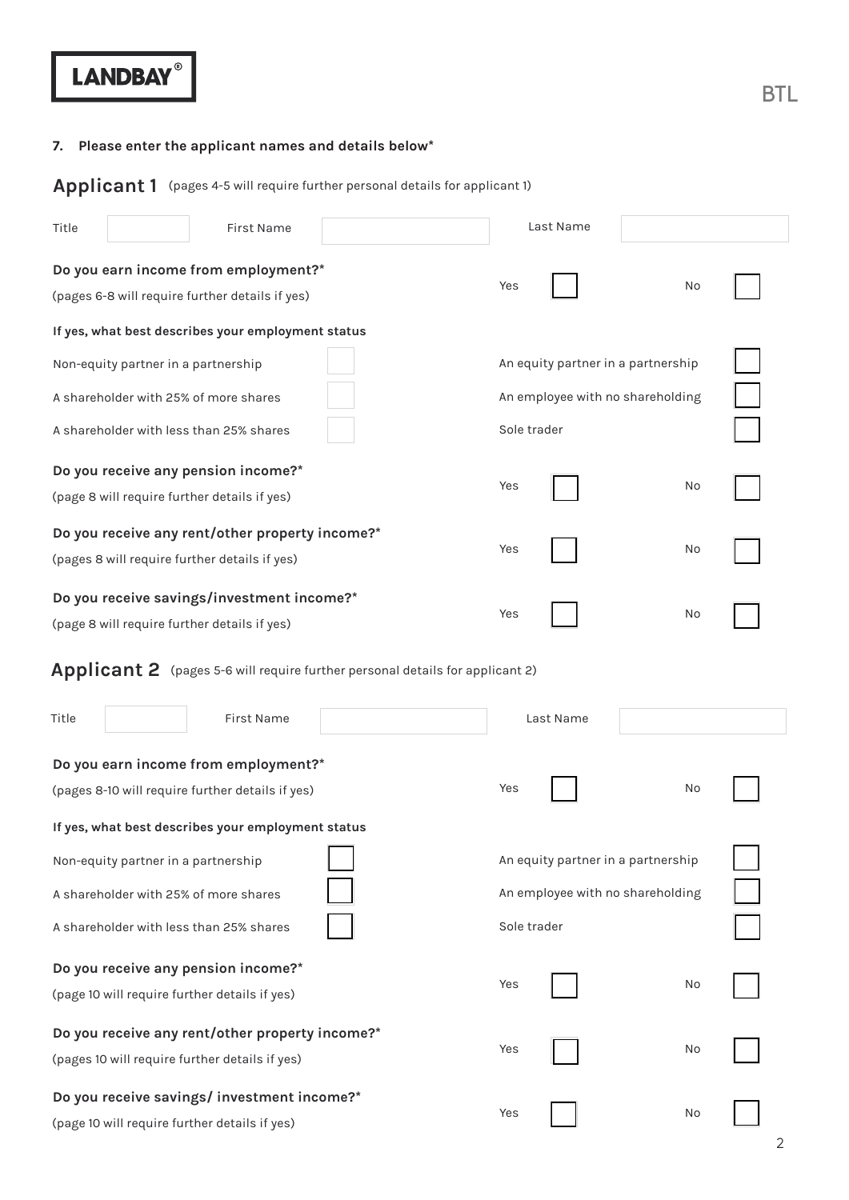**7. Please enter the applicant names and details below***

## Applicant 1 (pages 4-5 will require further personal details for applicant 1)

| Title | | First Name | | Last Name | |
|---|---|---|---|---|---|

**Do you earn income from employment?***
(pages 6-8 will require further details if yes)

Yes ☐ No ☐

**If yes, what best describes your employment status**

| | | | |
|---|---|---|---|
| Non-equity partner in a partnership | ☐ | An equity partner in a partnership | ☐ |
| A shareholder with 25% of more shares | ☐ | An employee with no shareholding | ☐ |
| A shareholder with less than 25% shares | ☐ | Sole trader | ☐ |

**Do you receive any pension income?***
(page 8 will require further details if yes)

Yes ☐ No ☐

**Do you receive any rent/other property income?***
(pages 8 will require further details if yes)

Yes ☐ No ☐

**Do you receive savings/investment income?***
(page 8 will require further details if yes)

Yes ☐ No ☐

## Applicant 2 (pages 5-6 will require further personal details for applicant 2)

| Title | | First Name | | Last Name | |
|---|---|---|---|---|---|

**Do you earn income from employment?***
(pages 8-10 will require further details if yes)

Yes ☐ No ☐

**If yes, what best describes your employment status**

| | | | |
|---|---|---|---|
| Non-equity partner in a partnership | ☐ | An equity partner in a partnership | ☐ |
| A shareholder with 25% of more shares | ☐ | An employee with no shareholding | ☐ |
| A shareholder with less than 25% shares | ☐ | Sole trader | ☐ |

**Do you receive any pension income?***
(page 10 will require further details if yes)

Yes ☐ No ☐

**Do you receive any rent/other property income?***
(pages 10 will require further details if yes)

Yes ☐ No ☐

**Do you receive savings/ investment income?***
(page 10 will require further details if yes)

Yes ☐ No ☐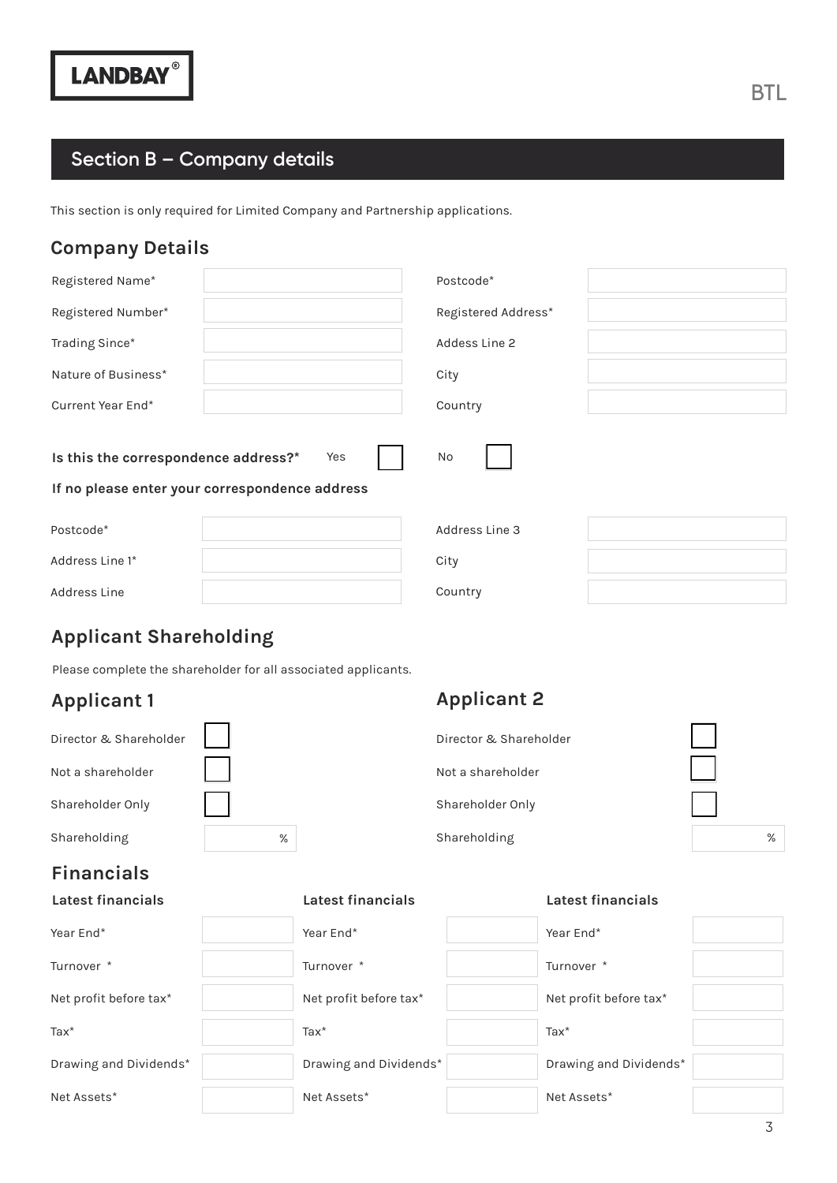LANDBAY®

BTL

## Section B – Company details

This section is only required for Limited Company and Partnership applications.

### Company Details

| | | | |
|---|---|---|---|
| Registered Name* | | Postcode* | |
| Registered Number* | | Registered Address* | |
| Trading Since* | | Addess Line 2 | |
| Nature of Business* | | City | |
| Current Year End* | | Country | |

**Is this the correspondence address?*** Yes ☐ No ☐

**If no please enter your correspondence address**

| | | | |
|---|---|---|---|
| Postcode* | | Address Line 3 | |
| Address Line 1* | | City | |
| Address Line | | Country | |

### Applicant Shareholding

Please complete the shareholder for all associated applicants.

### Applicant 1

| | |
|---|---|
| Director & Shareholder | ☐ |
| Not a shareholder | ☐ |
| Shareholder Only | ☐ |
| Shareholding | % |

### Applicant 2

| | |
|---|---|
| Director & Shareholder | ☐ |
| Not a shareholder | ☐ |
| Shareholder Only | ☐ |
| Shareholding | % |

### Financials

| Latest financials | | Latest financials | | Latest financials | |
|---|---|---|---|---|---|
| Year End* | | Year End* | | Year End* | |
| Turnover * | | Turnover * | | Turnover * | |
| Net profit before tax* | | Net profit before tax* | | Net profit before tax* | |
| Tax* | | Tax* | | Tax* | |
| Drawing and Dividends* | | Drawing and Dividends* | | Drawing and Dividends* | |
| Net Assets* | | Net Assets* | | Net Assets* | |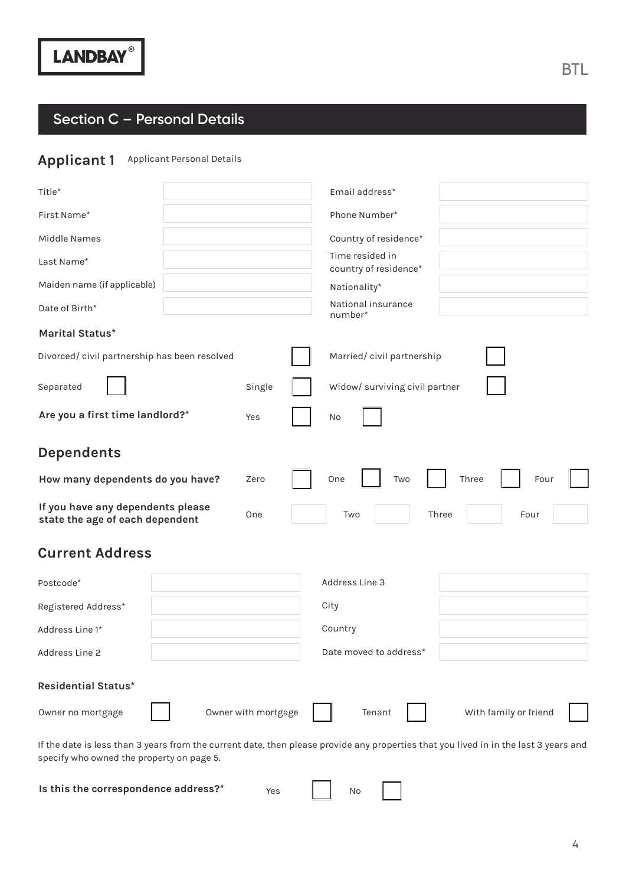LANDBAY®

BTL

## Section C – Personal Details

### Applicant 1 Applicant Personal Details

| | | | |
|---|---|---|---|
| Title* | | Email address* | |
| First Name* | | Phone Number* | |
| Middle Names | | Country of residence* | |
| Last Name* | | Time resided in country of residence* | |
| Maiden name (if applicable) | | Nationality* | |
| Date of Birth* | | National insurance number* | |

**Marital Status***

Divorced/ civil partnership has been resolved ☐ Married/ civil partnership ☐

Separated ☐ Single ☐ Widow/ surviving civil partner ☐

**Are you a first time landlord?*** Yes ☐ No ☐

### Dependents

**How many dependents do you have?** Zero ☐ One ☐ Two ☐ Three ☐ Four ☐

**If you have any dependents please state the age of each dependent** One ☐ Two ☐ Three ☐ Four ☐

### Current Address

| | | | |
|---|---|---|---|
| Postcode* | | Address Line 3 | |
| Registered Address* | | City | |
| Address Line 1* | | Country | |
| Address Line 2 | | Date moved to address* | |

**Residential Status***

Owner no mortgage ☐ Owner with mortgage ☐ Tenant ☐ With family or friend ☐

If the date is less than 3 years from the current date, then please provide any properties that you lived in in the last 3 years and specify who owned the property on page 5.

**Is this the correspondence address?*** Yes ☐ No ☐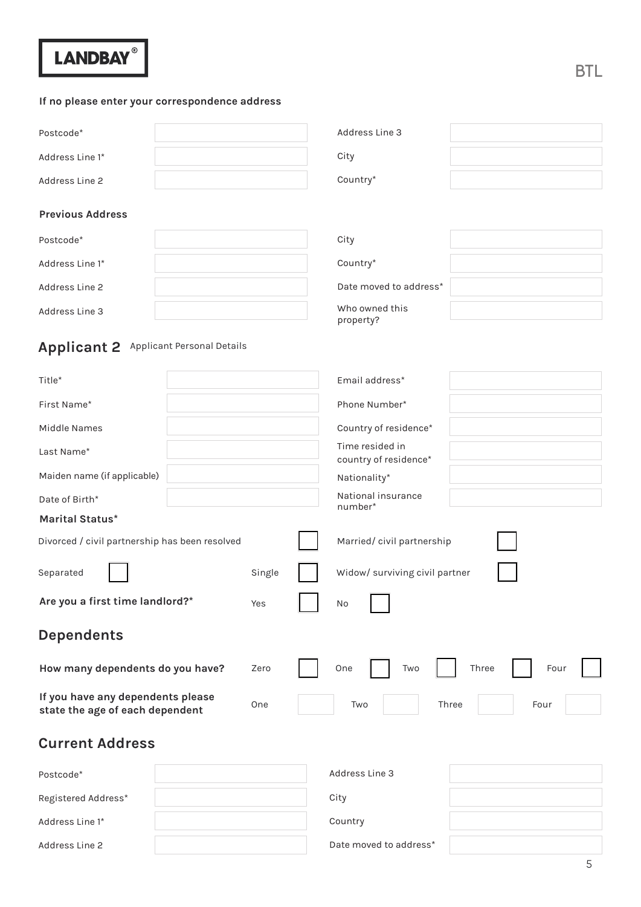**If no please enter your correspondence address**

| | | | |
|---|---|---|---|
| Postcode* | | Address Line 3 | |
| Address Line 1* | | City | |
| Address Line 2 | | Country* | |

**Previous Address**

| | | | |
|---|---|---|---|
| Postcode* | | City | |
| Address Line 1* | | Country* | |
| Address Line 2 | | Date moved to address* | |
| Address Line 3 | | Who owned this property? | |

## Applicant 2 Applicant Personal Details

| | | | |
|---|---|---|---|
| Title* | | Email address* | |
| First Name* | | Phone Number* | |
| Middle Names | | Country of residence* | |
| Last Name* | | Time resided in country of residence* | |
| Maiden name (if applicable) | | Nationality* | |
| Date of Birth* | | National insurance number* | |

**Marital Status***

Divorced / civil partnership has been resolved ☐ Married/ civil partnership ☐

Separated ☐ Single ☐ Widow/ surviving civil partner ☐

**Are you a first time landlord?*** Yes ☐ No ☐

## Dependents

**How many dependents do you have?** Zero ☐ One ☐ Two ☐ Three ☐ Four ☐

**If you have any dependents please state the age of each dependent** One ___ Two ___ Three ___ Four ___

## Current Address

| | | | |
|---|---|---|---|
| Postcode* | | Address Line 3 | |
| Registered Address* | | City | |
| Address Line 1* | | Country | |
| Address Line 2 | | Date moved to address* | |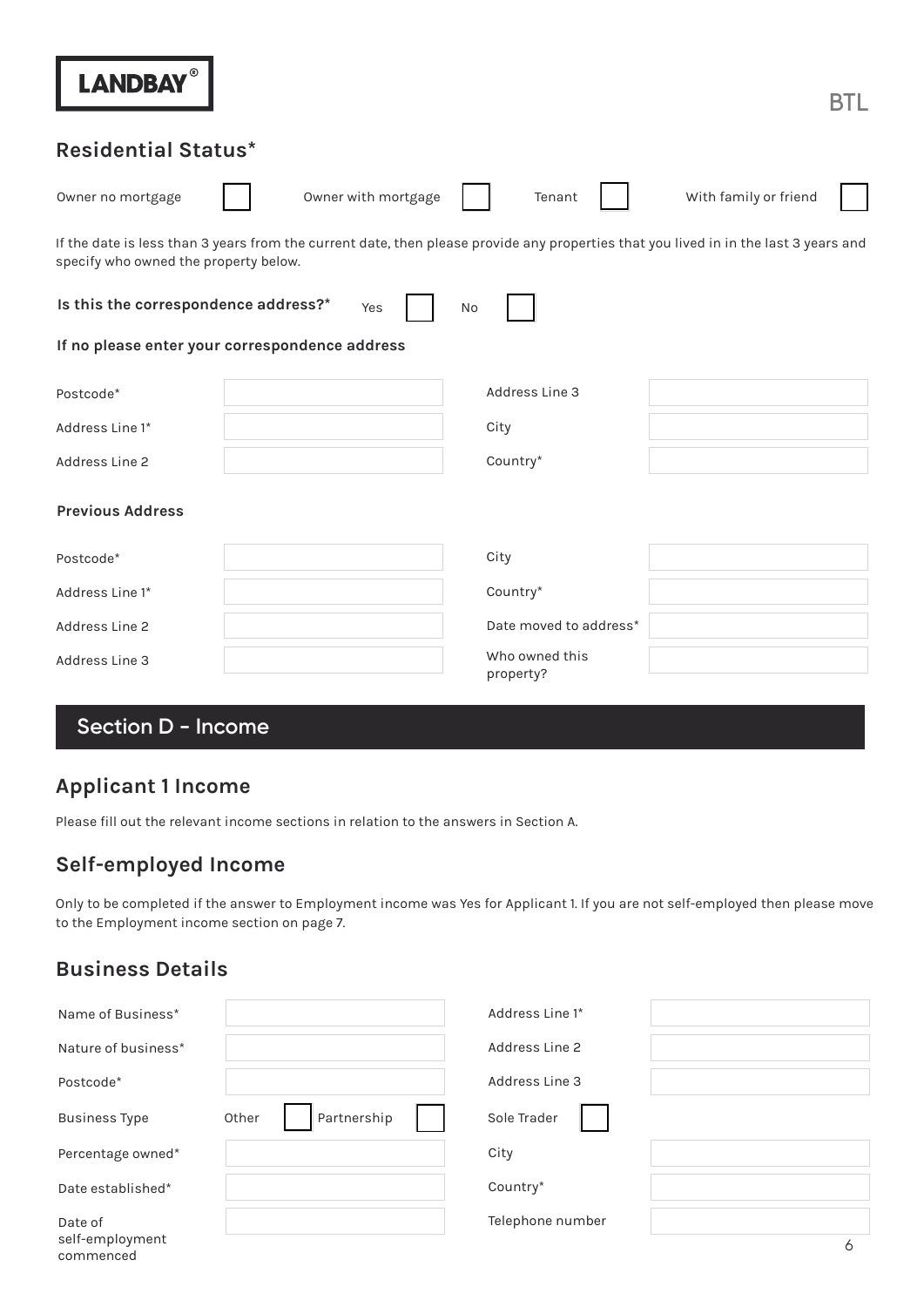## Residential Status*

Owner no mortgage ☐ Owner with mortgage ☐ Tenant ☐ With family or friend ☐

If the date is less than 3 years from the current date, then please provide any properties that you lived in in the last 3 years and specify who owned the property below.

**Is this the correspondence address?*** Yes ☐ No ☐

**If no please enter your correspondence address**

| | | | |
|---|---|---|---|
| Postcode* | | Address Line 3 | |
| Address Line 1* | | City | |
| Address Line 2 | | Country* | |

**Previous Address**

| | | | |
|---|---|---|---|
| Postcode* | | City | |
| Address Line 1* | | Country* | |
| Address Line 2 | | Date moved to address* | |
| Address Line 3 | | Who owned this property? | |

# Section D - Income

## Applicant 1 Income

Please fill out the relevant income sections in relation to the answers in Section A.

## Self-employed Income

Only to be completed if the answer to Employment income was Yes for Applicant 1. If you are not self-employed then please move to the Employment income section on page 7.

## Business Details

| | | | |
|---|---|---|---|
| Name of Business* | | Address Line 1* | |
| Nature of business* | | Address Line 2 | |
| Postcode* | | Address Line 3 | |
| Business Type | Other ☐ Partnership ☐ | Sole Trader ☐ | |
| Percentage owned* | | City | |
| Date established* | | Country* | |
| Date of self-employment commenced | | Telephone number | |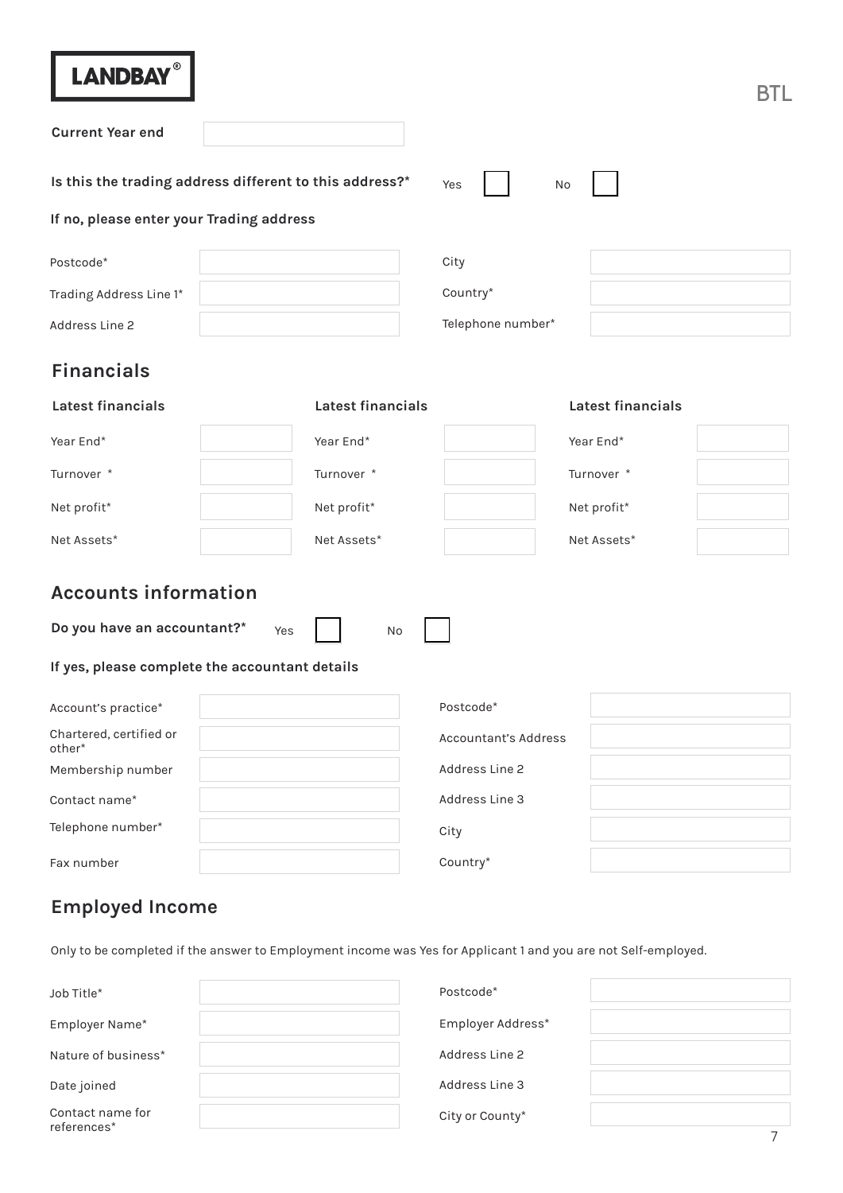**Current Year end**

**Is this the trading address different to this address?*** Yes ☐ No ☐

**If no, please enter your Trading address**

| | | | |
|---|---|---|---|
| Postcode* | | City | |
| Trading Address Line 1* | | Country* | |
| Address Line 2 | | Telephone number* | |

## Financials

| **Latest financials** | | **Latest financials** | | **Latest financials** | |
|---|---|---|---|---|---|
| Year End* | | Year End* | | Year End* | |
| Turnover * | | Turnover * | | Turnover * | |
| Net profit* | | Net profit* | | Net profit* | |
| Net Assets* | | Net Assets* | | Net Assets* | |

## Accounts information

**Do you have an accountant?*** Yes ☐ No ☐

**If yes, please complete the accountant details**

| | | | |
|---|---|---|---|
| Account's practice* | | Postcode* | |
| Chartered, certified or other* | | Accountant's Address | |
| Membership number | | Address Line 2 | |
| Contact name* | | Address Line 3 | |
| Telephone number* | | City | |
| Fax number | | Country* | |

## Employed Income

Only to be completed if the answer to Employment income was Yes for Applicant 1 and you are not Self-employed.

| | | | |
|---|---|---|---|
| Job Title* | | Postcode* | |
| Employer Name* | | Employer Address* | |
| Nature of business* | | Address Line 2 | |
| Date joined | | Address Line 3 | |
| Contact name for references* | | City or County* | |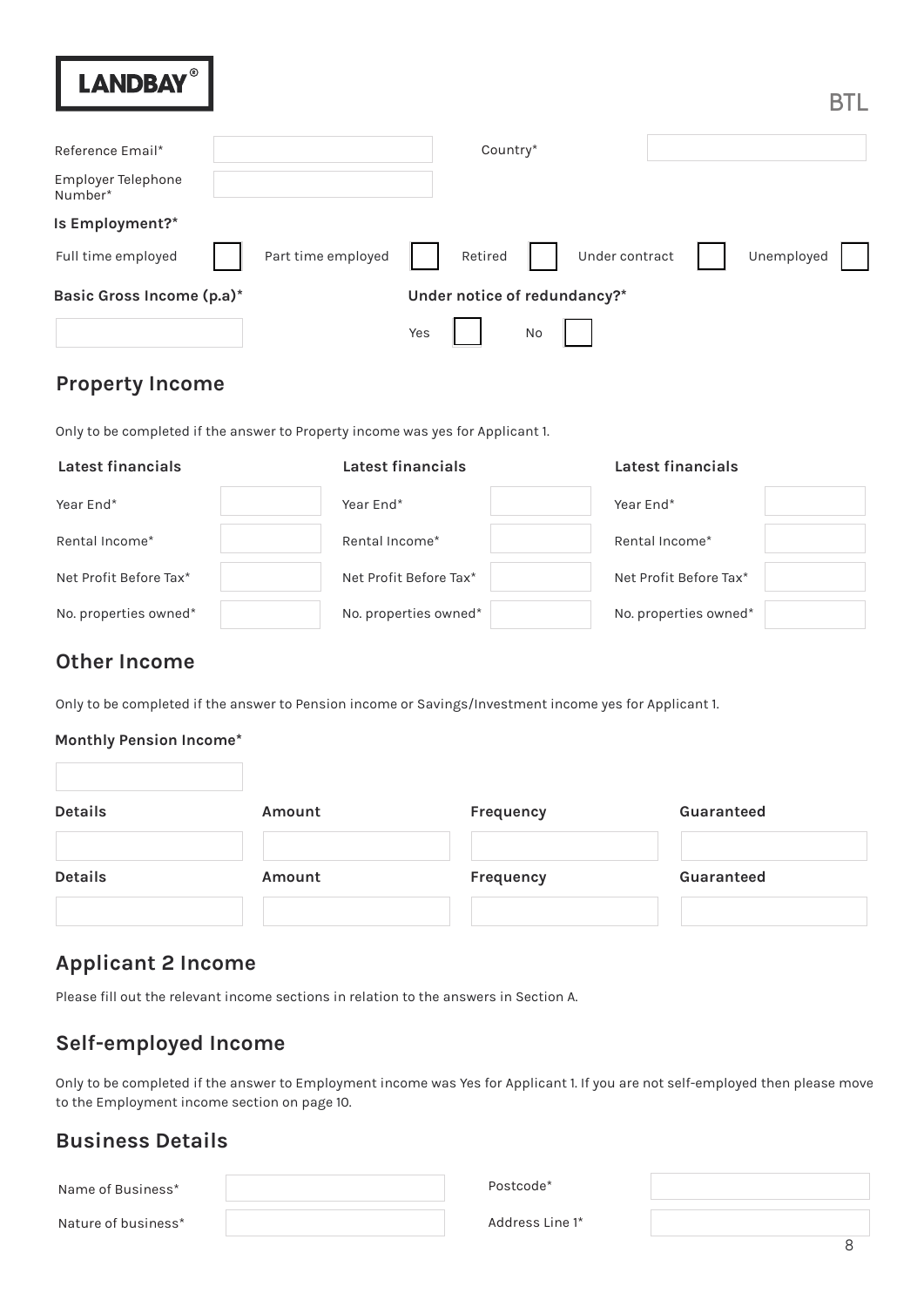LANDBAY®

BTL

| Reference Email* | | Country* | |
|---|---|---|---|
| Employer Telephone Number* | | | |

**Is Employment?***

| Full time employed | ☐ | Part time employed | ☐ | Retired | ☐ | Under contract | ☐ | Unemployed | ☐ |
|---|---|---|---|---|---|---|---|---|---|

**Basic Gross Income (p.a)***

**Under notice of redundancy?***

Yes ☐ No ☐

## Property Income

Only to be completed if the answer to Property income was yes for Applicant 1.

| Latest financials | | Latest financials | | Latest financials | |
|---|---|---|---|---|---|
| Year End* | | Year End* | | Year End* | |
| Rental Income* | | Rental Income* | | Rental Income* | |
| Net Profit Before Tax* | | Net Profit Before Tax* | | Net Profit Before Tax* | |
| No. properties owned* | | No. properties owned* | | No. properties owned* | |

## Other Income

Only to be completed if the answer to Pension income or Savings/Investment income yes for Applicant 1.

**Monthly Pension Income***

| Details | Amount | Frequency | Guaranteed |
|---|---|---|---|
| | | | |
| **Details** | **Amount** | **Frequency** | **Guaranteed** |
| | | | |

## Applicant 2 Income

Please fill out the relevant income sections in relation to the answers in Section A.

## Self-employed Income

Only to be completed if the answer to Employment income was Yes for Applicant 1. If you are not self-employed then please move to the Employment income section on page 10.

## Business Details

| Name of Business* | | Postcode* | |
|---|---|---|---|
| Nature of business* | | Address Line 1* | |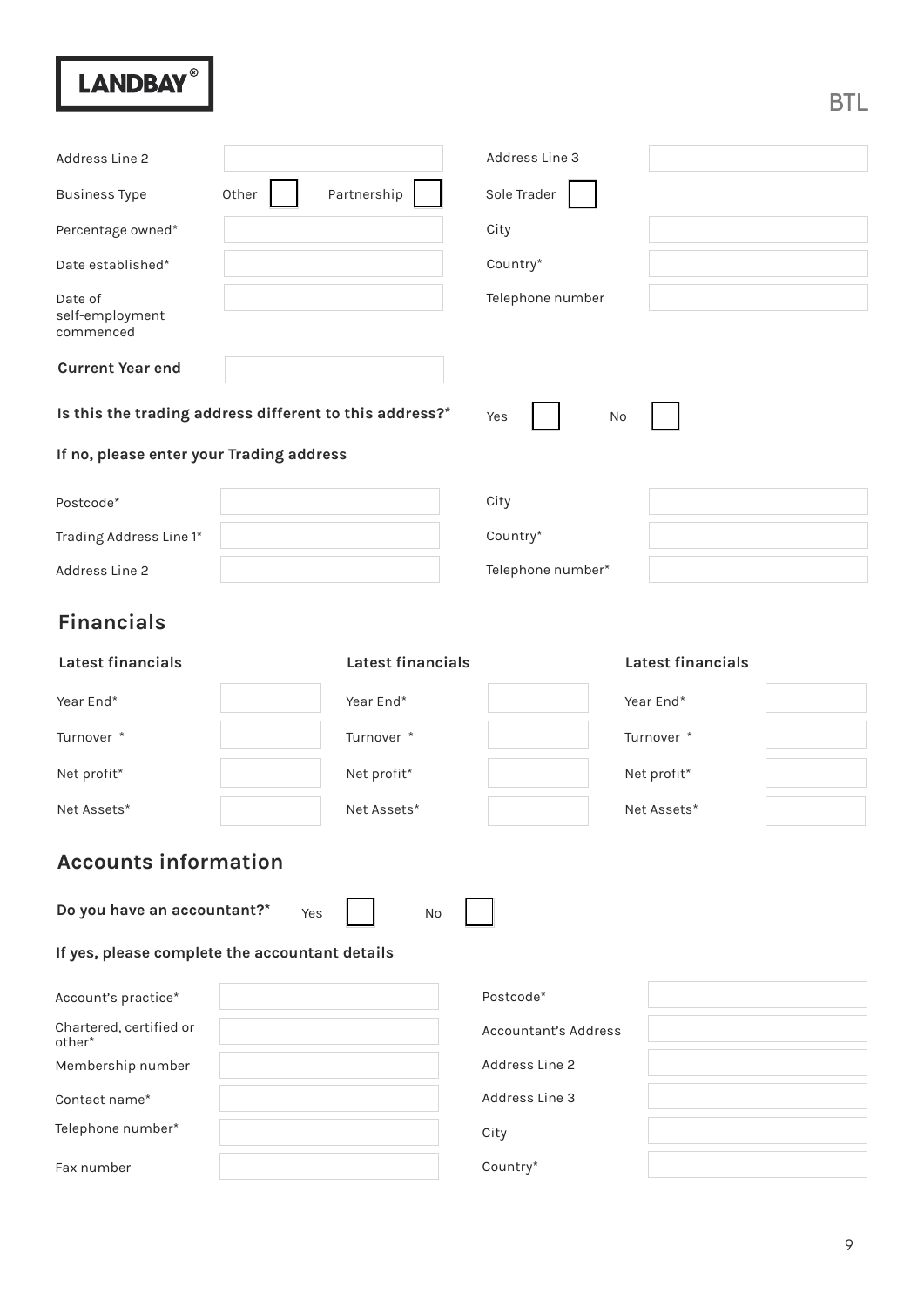LANDBAY®

BTL

| | | | |
|---|---|---|---|
| Address Line 2 | | Address Line 3 | |
| Business Type | Other ☐ Partnership ☐ | Sole Trader ☐ | |
| Percentage owned* | | City | |
| Date established* | | Country* | |
| Date of self-employment commenced | | Telephone number | |
| **Current Year end** | | | |

**Is this the trading address different to this address?*** Yes ☐ No ☐

**If no, please enter your Trading address**

| | | | |
|---|---|---|---|
| Postcode* | | City | |
| Trading Address Line 1* | | Country* | |
| Address Line 2 | | Telephone number* | |

## Financials

| **Latest financials** | | **Latest financials** | | **Latest financials** | |
|---|---|---|---|---|---|
| Year End* | | Year End* | | Year End* | |
| Turnover * | | Turnover * | | Turnover * | |
| Net profit* | | Net profit* | | Net profit* | |
| Net Assets* | | Net Assets* | | Net Assets* | |

## Accounts information

**Do you have an accountant?*** Yes ☐ No ☐

**If yes, please complete the accountant details**

| | | | |
|---|---|---|---|
| Account's practice* | | Postcode* | |
| Chartered, certified or other* | | Accountant's Address | |
| Membership number | | Address Line 2 | |
| Contact name* | | Address Line 3 | |
| Telephone number* | | City | |
| Fax number | | Country* | |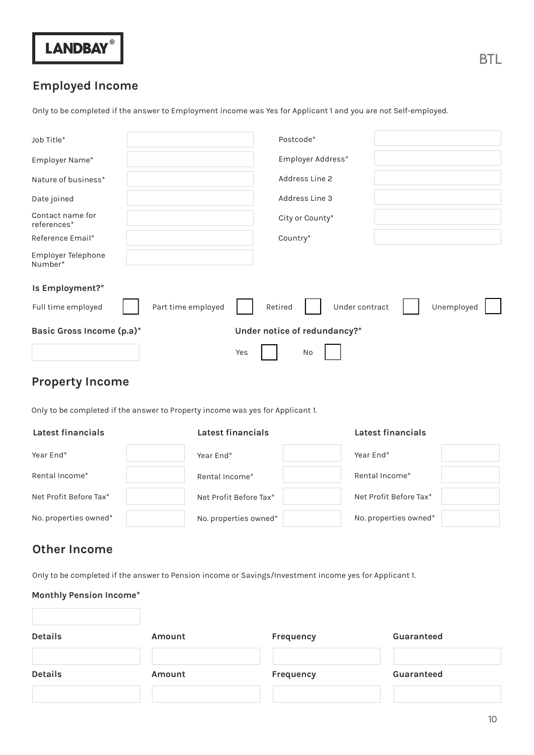## Employed Income

Only to be completed if the answer to Employment income was Yes for Applicant 1 and you are not Self-employed.

| | | | |
|---|---|---|---|
| Job Title* | | Postcode* | |
| Employer Name* | | Employer Address* | |
| Nature of business* | | Address Line 2 | |
| Date joined | | Address Line 3 | |
| Contact name for references* | | City or County* | |
| Reference Email* | | Country* | |
| Employer Telephone Number* | | | |

**Is Employment?***

Full time employed ☐ Part time employed ☐ Retired ☐ Under contract ☐ Unemployed ☐

**Basic Gross Income (p.a)***

**Under notice of redundancy?***

Yes ☐ No ☐

## Property Income

Only to be completed if the answer to Property income was yes for Applicant 1.

| Latest financials | | Latest financials | | Latest financials | |
|---|---|---|---|---|---|
| Year End* | | Year End* | | Year End* | |
| Rental Income* | | Rental Income* | | Rental Income* | |
| Net Profit Before Tax* | | Net Profit Before Tax* | | Net Profit Before Tax* | |
| No. properties owned* | | No. properties owned* | | No. properties owned* | |

## Other Income

Only to be completed if the answer to Pension income or Savings/Investment income yes for Applicant 1.

**Monthly Pension Income***

| Details | Amount | Frequency | Guaranteed |
|---|---|---|---|
| | | | |

| Details | Amount | Frequency | Guaranteed |
|---|---|---|---|
| | | | |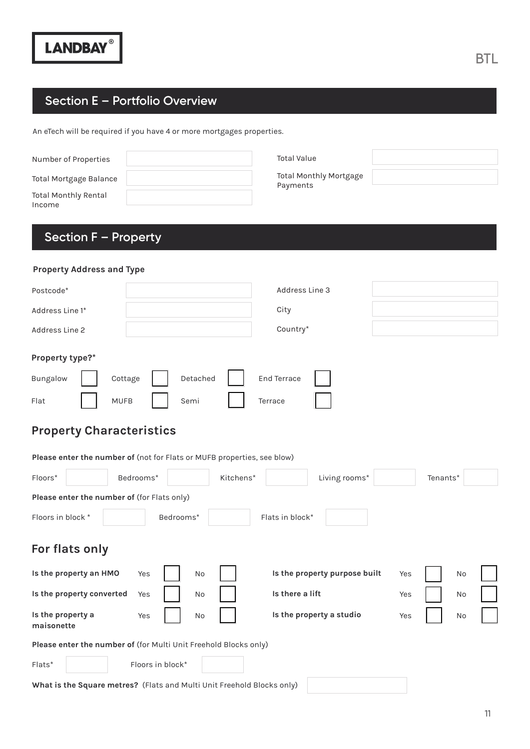LANDBAY®

BTL

## Section E – Portfolio Overview

An eTech will be required if you have 4 or more mortgages properties.

| | | | |
|---|---|---|---|
| Number of Properties | | Total Value | |
| Total Mortgage Balance | | Total Monthly Mortgage Payments | |
| Total Monthly Rental Income | | | |

## Section F – Property

**Property Address and Type**

| | | | |
|---|---|---|---|
| Postcode* | | Address Line 3 | |
| Address Line 1* | | City | |
| Address Line 2 | | Country* | |

**Property type?***

| | | | | | | | |
|---|---|---|---|---|---|---|---|
| Bungalow | ☐ | Cottage | ☐ | Detached | ☐ | End Terrace | ☐ |
| Flat | ☐ | MUFB | ☐ | Semi | ☐ | Terrace | ☐ |

### Property Characteristics

**Please enter the number of** (not for Flats or MUFB properties, see blow)

| | | | | | | | | | |
|---|---|---|---|---|---|---|---|---|---|
| Floors* | | Bedrooms* | | Kitchens* | | Living rooms* | | Tenants* | |

**Please enter the number of** (for Flats only)

| | | | | | |
|---|---|---|---|---|---|
| Floors in block * | | Bedrooms* | | Flats in block* | |

### For flats only

| | | | | | | | | | |
|---|---|---|---|---|---|---|---|---|---|
| **Is the property an HMO** | Yes | ☐ | No | ☐ | **Is the property purpose built** | Yes | ☐ | No | ☐ |
| **Is the property converted** | Yes | ☐ | No | ☐ | **Is there a lift** | Yes | ☐ | No | ☐ |
| **Is the property a maisonette** | Yes | ☐ | No | ☐ | **Is the property a studio** | Yes | ☐ | No | ☐ |

**Please enter the number of** (for Multi Unit Freehold Blocks only)

| | | | |
|---|---|---|---|
| Flats* | | Floors in block* | |

**What is the Square metres?** (Flats and Multi Unit Freehold Blocks only)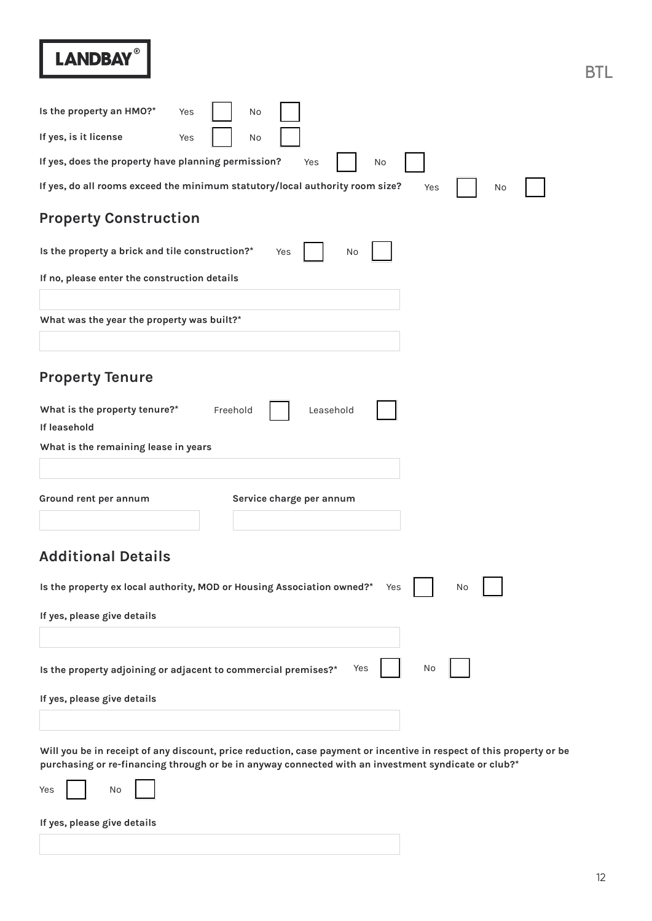**Is the property an HMO?*** Yes ☐ No ☐

**If yes, is it license** Yes ☐ No ☐

**If yes, does the property have planning permission?** Yes ☐ No ☐

**If yes, do all rooms exceed the minimum statutory/local authority room size?** Yes ☐ No ☐

## Property Construction

**Is the property a brick and tile construction?*** Yes ☐ No ☐

**If no, please enter the construction details**

______________________________

**What was the year the property was built?***

______________________________

## Property Tenure

**What is the property tenure?*** Freehold ☐ Leasehold ☐

**If leasehold**

**What is the remaining lease in years**

______________________________

**Ground rent per annum**

______________________________

**Service charge per annum**

______________________________

## Additional Details

**Is the property ex local authority, MOD or Housing Association owned?*** Yes ☐ No ☐

**If yes, please give details**

______________________________

**Is the property adjoining or adjacent to commercial premises?*** Yes ☐ No ☐

**If yes, please give details**

______________________________

**Will you be in receipt of any discount, price reduction, case payment or incentive in respect of this property or be purchasing or re-financing through or be in anyway connected with an investment syndicate or club?***

Yes ☐ No ☐

**If yes, please give details**

______________________________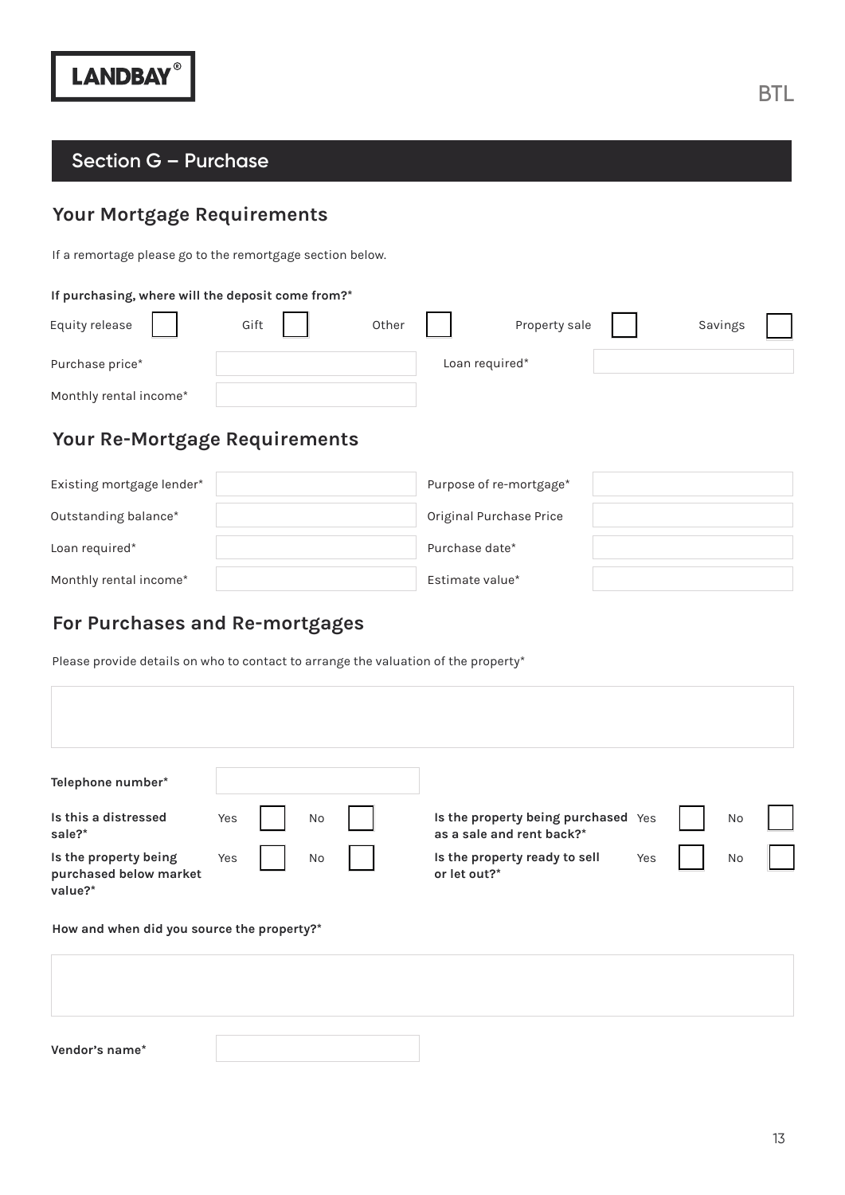LANDBAY®

BTL

## Section G – Purchase

### Your Mortgage Requirements

If a remortage please go to the remortgage section below.

**If purchasing, where will the deposit come from?***

Equity release ☐ Gift ☐ Other ☐ Property sale ☐ Savings ☐

| | | | |
|---|---|---|---|
| Purchase price* | | Loan required* | |
| Monthly rental income* | | | |

### Your Re-Mortgage Requirements

| | | | |
|---|---|---|---|
| Existing mortgage lender* | | Purpose of re-mortgage* | |
| Outstanding balance* | | Original Purchase Price | |
| Loan required* | | Purchase date* | |
| Monthly rental income* | | Estimate value* | |

### For Purchases and Re-mortgages

Please provide details on who to contact to arrange the valuation of the property*

**Telephone number***

| | | |
|---|---|---|
| **Is this a distressed sale?*** | Yes ☐ | No ☐ |
| **Is the property being purchased below market value?*** | Yes ☐ | No ☐ |
| **Is the property being purchased as a sale and rent back?*** | Yes ☐ | No ☐ |
| **Is the property ready to sell or let out?*** | Yes ☐ | No ☐ |

**How and when did you source the property?***

**Vendor's name***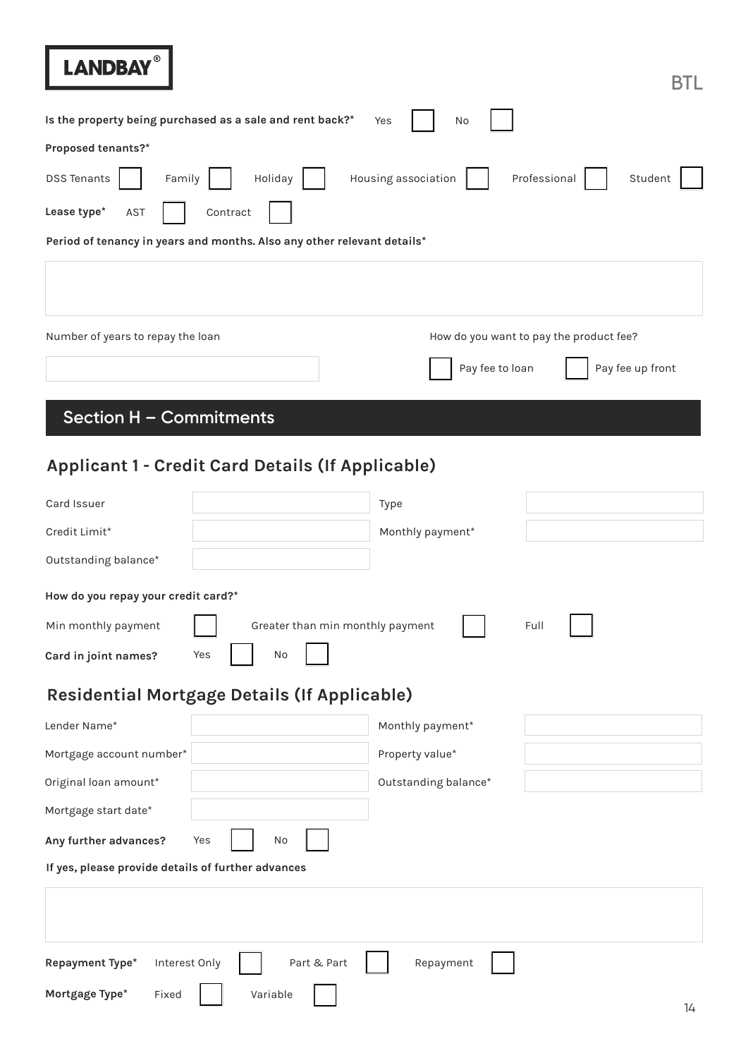**Is the property being purchased as a sale and rent back?*** Yes ☐ No ☐

**Proposed tenants?***

DSS Tenants ☐ Family ☐ Holiday ☐ Housing association ☐ Professional ☐ Student ☐

**Lease type*** AST ☐ Contract ☐

**Period of tenancy in years and months. Also any other relevant details***

| |
|---|
| |

Number of years to repay the loan

| |
|---|
| |

How do you want to pay the product fee?

☐ Pay fee to loan ☐ Pay fee up front

## Section H – Commitments

### Applicant 1 - Credit Card Details (If Applicable)

| | | | |
|---|---|---|---|
| Card Issuer | | Type | |
| Credit Limit* | | Monthly payment* | |
| Outstanding balance* | | | |

**How do you repay your credit card?***

Min monthly payment ☐ Greater than min monthly payment ☐ Full ☐

**Card in joint names?** Yes ☐ No ☐

### Residential Mortgage Details (If Applicable)

| | | | |
|---|---|---|---|
| Lender Name* | | Monthly payment* | |
| Mortgage account number* | | Property value* | |
| Original loan amount* | | Outstanding balance* | |
| Mortgage start date* | | | |

**Any further advances?** Yes ☐ No ☐

**If yes, please provide details of further advances**

| |
|---|
| |

**Repayment Type*** Interest Only ☐ Part & Part ☐ Repayment ☐

**Mortgage Type*** Fixed ☐ Variable ☐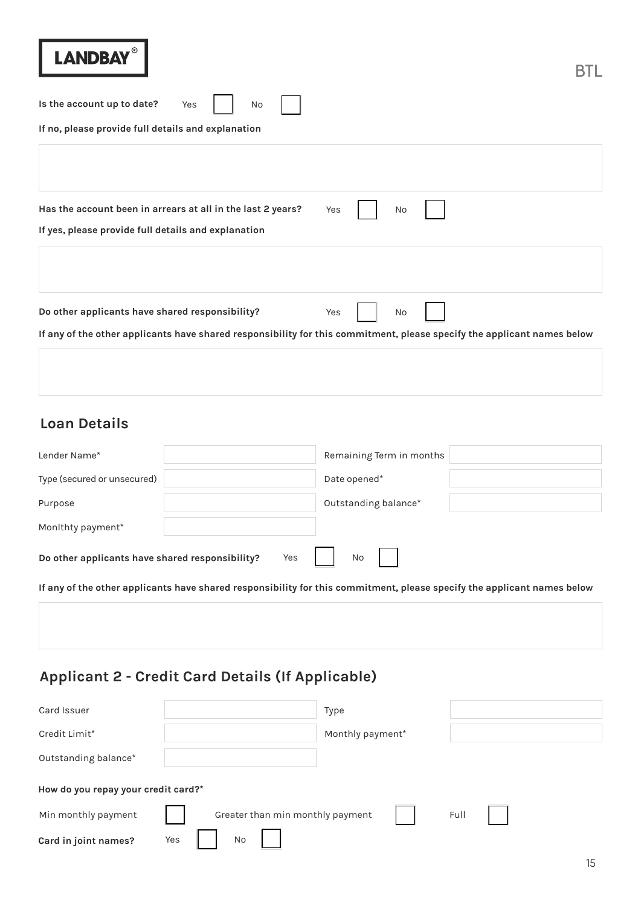**Is the account up to date?** Yes ☐ No ☐

**If no, please provide full details and explanation**

&nbsp;

**Has the account been in arrears at all in the last 2 years?** Yes ☐ No ☐

**If yes, please provide full details and explanation**

&nbsp;

**Do other applicants have shared responsibility?** Yes ☐ No ☐

**If any of the other applicants have shared responsibility for this commitment, please specify the applicant names below**

&nbsp;

## Loan Details

| | | | |
|---|---|---|---|
| Lender Name* | | Remaining Term in months | |
| Type (secured or unsecured) | | Date opened* | |
| Purpose | | Outstanding balance* | |
| Monlthty payment* | | | |

**Do other applicants have shared responsibility?** Yes ☐ No ☐

**If any of the other applicants have shared responsibility for this commitment, please specify the applicant names below**

&nbsp;

## Applicant 2 - Credit Card Details (If Applicable)

| | | | |
|---|---|---|---|
| Card Issuer | | Type | |
| Credit Limit* | | Monthly payment* | |
| Outstanding balance* | | | |

**How do you repay your credit card?***

Min monthly payment ☐ Greater than min monthly payment ☐ Full ☐

**Card in joint names?** Yes ☐ No ☐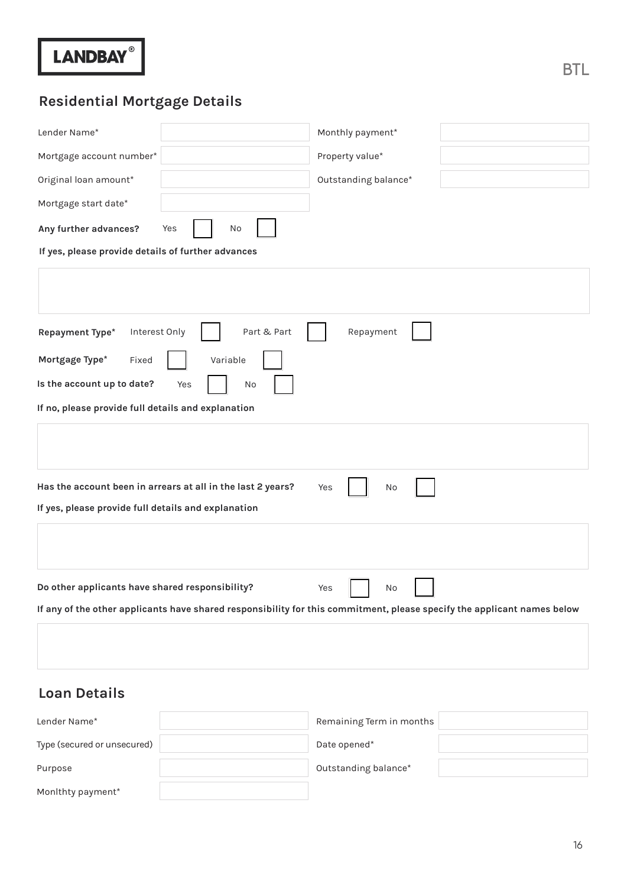LANDBAY®

BTL

## Residential Mortgage Details

| | | | |
|---|---|---|---|
| Lender Name* | | Monthly payment* | |
| Mortgage account number* | | Property value* | |
| Original loan amount* | | Outstanding balance* | |
| Mortgage start date* | | | |

**Any further advances?** Yes ☐ No ☐

**If yes, please provide details of further advances**

&nbsp;

**Repayment Type*** Interest Only ☐ Part & Part ☐ Repayment ☐

**Mortgage Type*** Fixed ☐ Variable ☐

**Is the account up to date?** Yes ☐ No ☐

**If no, please provide full details and explanation**

&nbsp;

**Has the account been in arrears at all in the last 2 years?** Yes ☐ No ☐

**If yes, please provide full details and explanation**

&nbsp;

**Do other applicants have shared responsibility?** Yes ☐ No ☐

**If any of the other applicants have shared responsibility for this commitment, please specify the applicant names below**

&nbsp;

## Loan Details

| | | | |
|---|---|---|---|
| Lender Name* | | Remaining Term in months | |
| Type (secured or unsecured) | | Date opened* | |
| Purpose | | Outstanding balance* | |
| Monlthty payment* | | | |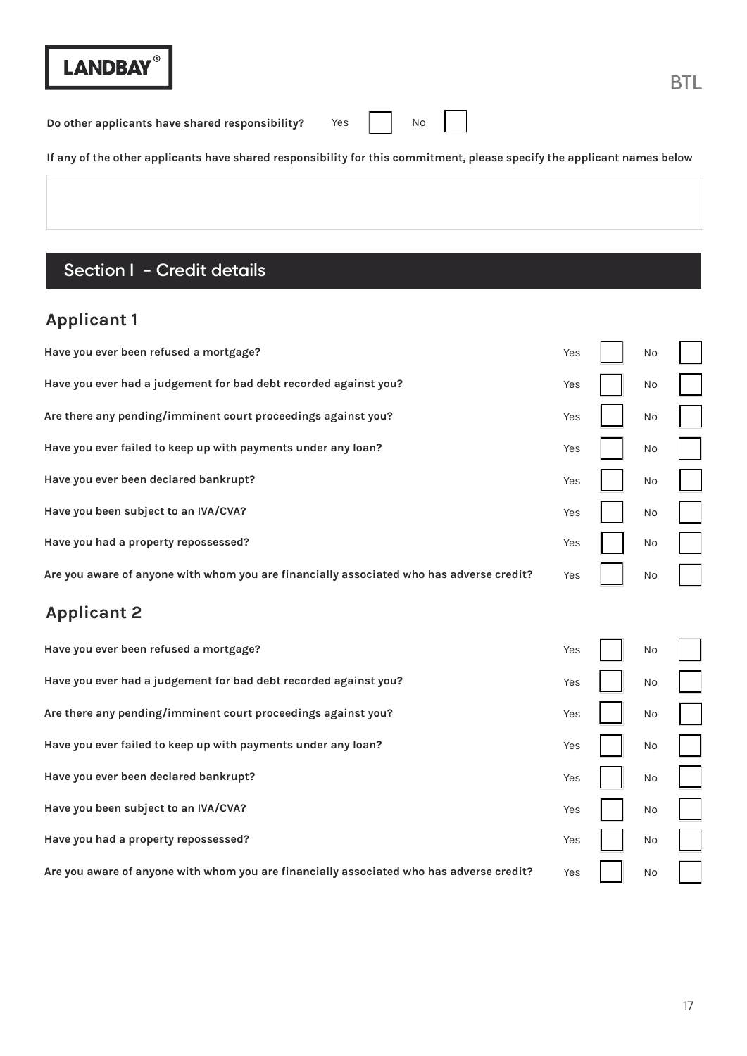**LANDBAY®**

BTL

**Do other applicants have shared responsibility?** Yes ☐ No ☐

**If any of the other applicants have shared responsibility for this commitment, please specify the applicant names below**

| |
|---|
| |

## Section I - Credit details

### Applicant 1

| Question | Yes | No |
|---|---|---|
| **Have you ever been refused a mortgage?** | ☐ | ☐ |
| **Have you ever had a judgement for bad debt recorded against you?** | ☐ | ☐ |
| **Are there any pending/imminent court proceedings against you?** | ☐ | ☐ |
| **Have you ever failed to keep up with payments under any loan?** | ☐ | ☐ |
| **Have you ever been declared bankrupt?** | ☐ | ☐ |
| **Have you been subject to an IVA/CVA?** | ☐ | ☐ |
| **Have you had a property repossessed?** | ☐ | ☐ |
| **Are you aware of anyone with whom you are financially associated who has adverse credit?** | ☐ | ☐ |

### Applicant 2

| Question | Yes | No |
|---|---|---|
| **Have you ever been refused a mortgage?** | ☐ | ☐ |
| **Have you ever had a judgement for bad debt recorded against you?** | ☐ | ☐ |
| **Are there any pending/imminent court proceedings against you?** | ☐ | ☐ |
| **Have you ever failed to keep up with payments under any loan?** | ☐ | ☐ |
| **Have you ever been declared bankrupt?** | ☐ | ☐ |
| **Have you been subject to an IVA/CVA?** | ☐ | ☐ |
| **Have you had a property repossessed?** | ☐ | ☐ |
| **Are you aware of anyone with whom you are financially associated who has adverse credit?** | ☐ | ☐ |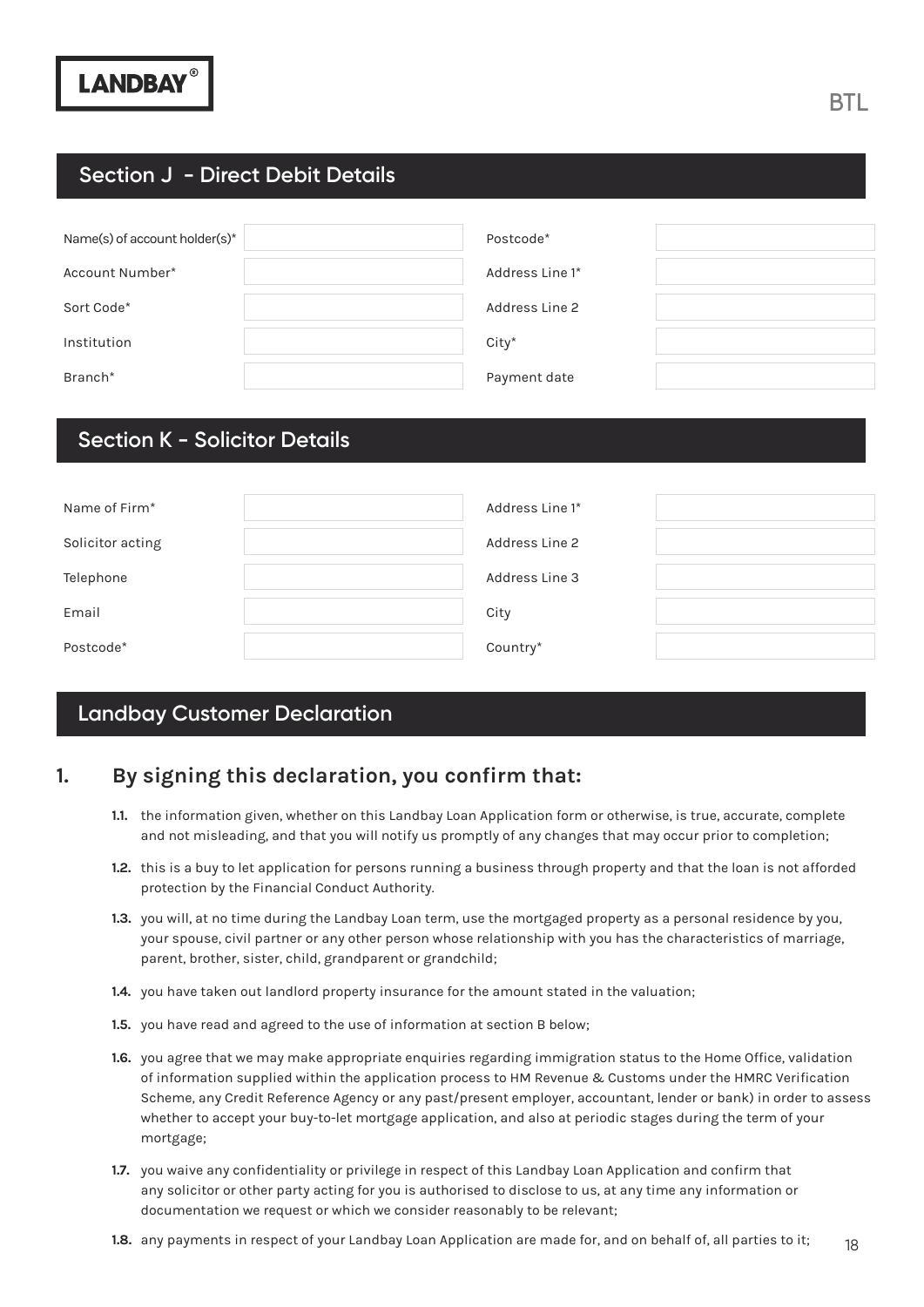LANDBAY®

BTL

## Section J - Direct Debit Details

| | | | |
|---|---|---|---|
| Name(s) of account holder(s)* | | Postcode* | |
| Account Number* | | Address Line 1* | |
| Sort Code* | | Address Line 2 | |
| Institution | | City* | |
| Branch* | | Payment date | |

## Section K - Solicitor Details

| | | | |
|---|---|---|---|
| Name of Firm* | | Address Line 1* | |
| Solicitor acting | | Address Line 2 | |
| Telephone | | Address Line 3 | |
| Email | | City | |
| Postcode* | | Country* | |

## Landbay Customer Declaration

### 1. By signing this declaration, you confirm that:

**1.1.** the information given, whether on this Landbay Loan Application form or otherwise, is true, accurate, complete and not misleading, and that you will notify us promptly of any changes that may occur prior to completion;

**1.2.** this is a buy to let application for persons running a business through property and that the loan is not afforded protection by the Financial Conduct Authority.

**1.3.** you will, at no time during the Landbay Loan term, use the mortgaged property as a personal residence by you, your spouse, civil partner or any other person whose relationship with you has the characteristics of marriage, parent, brother, sister, child, grandparent or grandchild;

**1.4.** you have taken out landlord property insurance for the amount stated in the valuation;

**1.5.** you have read and agreed to the use of information at section B below;

**1.6.** you agree that we may make appropriate enquiries regarding immigration status to the Home Office, validation of information supplied within the application process to HM Revenue & Customs under the HMRC Verification Scheme, any Credit Reference Agency or any past/present employer, accountant, lender or bank) in order to assess whether to accept your buy-to-let mortgage application, and also at periodic stages during the term of your mortgage;

**1.7.** you waive any confidentiality or privilege in respect of this Landbay Loan Application and confirm that any solicitor or other party acting for you is authorised to disclose to us, at any time any information or documentation we request or which we consider reasonably to be relevant;

**1.8.** any payments in respect of your Landbay Loan Application are made for, and on behalf of, all parties to it;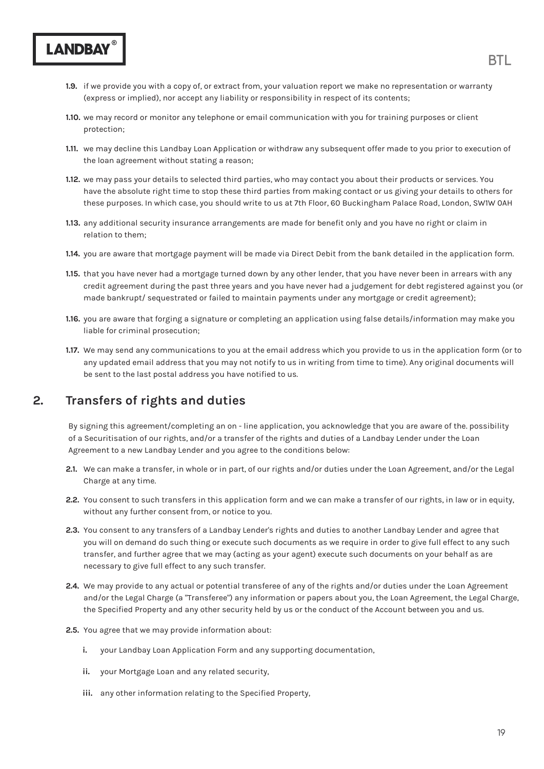**1.9.** if we provide you with a copy of, or extract from, your valuation report we make no representation or warranty (express or implied), nor accept any liability or responsibility in respect of its contents;

**1.10.** we may record or monitor any telephone or email communication with you for training purposes or client protection;

**1.11.** we may decline this Landbay Loan Application or withdraw any subsequent offer made to you prior to execution of the loan agreement without stating a reason;

**1.12.** we may pass your details to selected third parties, who may contact you about their products or services. You have the absolute right time to stop these third parties from making contact or us giving your details to others for these purposes. In which case, you should write to us at 7th Floor, 60 Buckingham Palace Road, London, SW1W 0AH

**1.13.** any additional security insurance arrangements are made for benefit only and you have no right or claim in relation to them;

**1.14.** you are aware that mortgage payment will be made via Direct Debit from the bank detailed in the application form.

**1.15.** that you have never had a mortgage turned down by any other lender, that you have never been in arrears with any credit agreement during the past three years and you have never had a judgement for debt registered against you (or made bankrupt/ sequestrated or failed to maintain payments under any mortgage or credit agreement);

**1.16.** you are aware that forging a signature or completing an application using false details/information may make you liable for criminal prosecution;

**1.17.** We may send any communications to you at the email address which you provide to us in the application form (or to any updated email address that you may not notify to us in writing from time to time). Any original documents will be sent to the last postal address you have notified to us.

## 2. Transfers of rights and duties

By signing this agreement/completing an on - line application, you acknowledge that you are aware of the. possibility of a Securitisation of our rights, and/or a transfer of the rights and duties of a Landbay Lender under the Loan Agreement to a new Landbay Lender and you agree to the conditions below:

**2.1.** We can make a transfer, in whole or in part, of our rights and/or duties under the Loan Agreement, and/or the Legal Charge at any time.

**2.2.** You consent to such transfers in this application form and we can make a transfer of our rights, in law or in equity, without any further consent from, or notice to you.

**2.3.** You consent to any transfers of a Landbay Lender's rights and duties to another Landbay Lender and agree that you will on demand do such thing or execute such documents as we require in order to give full effect to any such transfer, and further agree that we may (acting as your agent) execute such documents on your behalf as are necessary to give full effect to any such transfer.

**2.4.** We may provide to any actual or potential transferee of any of the rights and/or duties under the Loan Agreement and/or the Legal Charge (a "Transferee") any information or papers about you, the Loan Agreement, the Legal Charge, the Specified Property and any other security held by us or the conduct of the Account between you and us.

**2.5.** You agree that we may provide information about:

- **i.** your Landbay Loan Application Form and any supporting documentation,
- **ii.** your Mortgage Loan and any related security,
- **iii.** any other information relating to the Specified Property,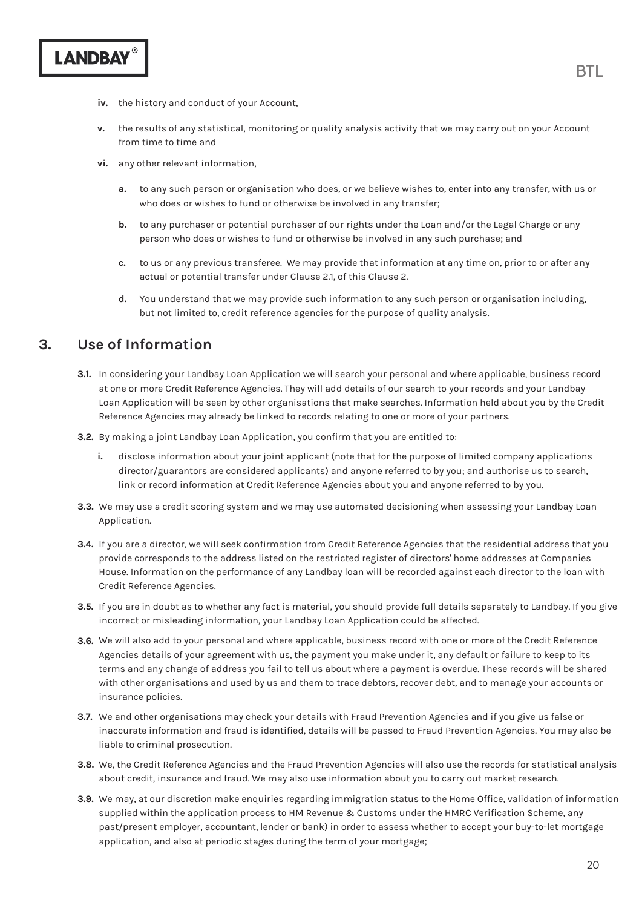iv. the history and conduct of your Account,

v. the results of any statistical, monitoring or quality analysis activity that we may carry out on your Account from time to time and

vi. any other relevant information,

   a. to any such person or organisation who does, or we believe wishes to, enter into any transfer, with us or who does or wishes to fund or otherwise be involved in any transfer;

   b. to any purchaser or potential purchaser of our rights under the Loan and/or the Legal Charge or any person who does or wishes to fund or otherwise be involved in any such purchase; and

   c. to us or any previous transferee. We may provide that information at any time on, prior to or after any actual or potential transfer under Clause 2.1, of this Clause 2.

   d. You understand that we may provide such information to any such person or organisation including, but not limited to, credit reference agencies for the purpose of quality analysis.

## 3. Use of Information

**3.1.** In considering your Landbay Loan Application we will search your personal and where applicable, business record at one or more Credit Reference Agencies. They will add details of our search to your records and your Landbay Loan Application will be seen by other organisations that make searches. Information held about you by the Credit Reference Agencies may already be linked to records relating to one or more of your partners.

**3.2.** By making a joint Landbay Loan Application, you confirm that you are entitled to:

   i. disclose information about your joint applicant (note that for the purpose of limited company applications director/guarantors are considered applicants) and anyone referred to by you; and authorise us to search, link or record information at Credit Reference Agencies about you and anyone referred to by you.

**3.3.** We may use a credit scoring system and we may use automated decisioning when assessing your Landbay Loan Application.

**3.4.** If you are a director, we will seek confirmation from Credit Reference Agencies that the residential address that you provide corresponds to the address listed on the restricted register of directors' home addresses at Companies House. Information on the performance of any Landbay loan will be recorded against each director to the loan with Credit Reference Agencies.

**3.5.** If you are in doubt as to whether any fact is material, you should provide full details separately to Landbay. If you give incorrect or misleading information, your Landbay Loan Application could be affected.

**3.6.** We will also add to your personal and where applicable, business record with one or more of the Credit Reference Agencies details of your agreement with us, the payment you make under it, any default or failure to keep to its terms and any change of address you fail to tell us about where a payment is overdue. These records will be shared with other organisations and used by us and them to trace debtors, recover debt, and to manage your accounts or insurance policies.

**3.7.** We and other organisations may check your details with Fraud Prevention Agencies and if you give us false or inaccurate information and fraud is identified, details will be passed to Fraud Prevention Agencies. You may also be liable to criminal prosecution.

**3.8.** We, the Credit Reference Agencies and the Fraud Prevention Agencies will also use the records for statistical analysis about credit, insurance and fraud. We may also use information about you to carry out market research.

**3.9.** We may, at our discretion make enquiries regarding immigration status to the Home Office, validation of information supplied within the application process to HM Revenue & Customs under the HMRC Verification Scheme, any past/present employer, accountant, lender or bank) in order to assess whether to accept your buy-to-let mortgage application, and also at periodic stages during the term of your mortgage;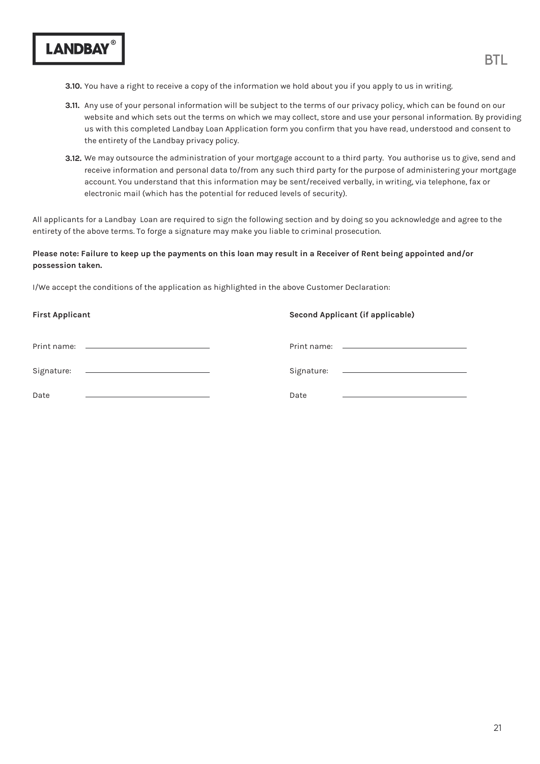**3.10.** You have a right to receive a copy of the information we hold about you if you apply to us in writing.

**3.11.** Any use of your personal information will be subject to the terms of our privacy policy, which can be found on our website and which sets out the terms on which we may collect, store and use your personal information. By providing us with this completed Landbay Loan Application form you confirm that you have read, understood and consent to the entirety of the Landbay privacy policy.

**3.12.** We may outsource the administration of your mortgage account to a third party. You authorise us to give, send and receive information and personal data to/from any such third party for the purpose of administering your mortgage account. You understand that this information may be sent/received verbally, in writing, via telephone, fax or electronic mail (which has the potential for reduced levels of security).

All applicants for a Landbay Loan are required to sign the following section and by doing so you acknowledge and agree to the entirety of the above terms. To forge a signature may make you liable to criminal prosecution.

**Please note: Failure to keep up the payments on this loan may result in a Receiver of Rent being appointed and/or possession taken.**

I/We accept the conditions of the application as highlighted in the above Customer Declaration:

**First Applicant**

Print name: ______________________

Signature: ______________________

Date ______________________

**Second Applicant (if applicable)**

Print name: ______________________

Signature: ______________________

Date ______________________